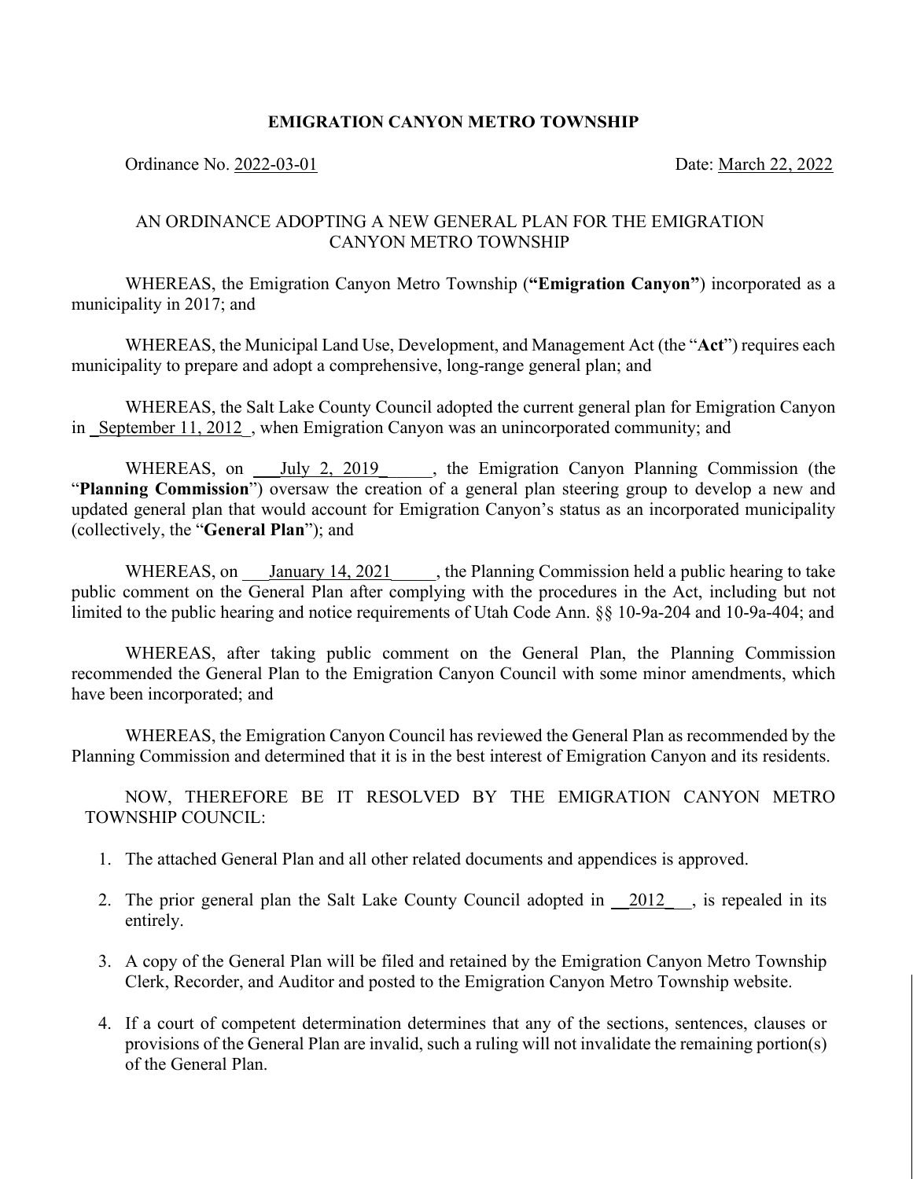**EMIGRATION CANYON METRO TOWNSHIP**

Ordinance No. 2022-03-01 Date: March 22, 2022

AN ORDINANCE ADOPTING A NEW GENERAL PLAN FOR THE EMIGRATION CANYON METRO TOWNSHIP

WHEREAS, the Emigration Canyon Metro Township (**"Emigration Canyon"**) incorporated as a municipality in 2017; and

WHEREAS, the Municipal Land Use, Development, and Management Act (the "**Act**") requires each municipality to prepare and adopt a comprehensive, long-range general plan; and

WHEREAS, the Salt Lake County Council adopted the current general plan for Emigration Canyon in September 11, 2012, when Emigration Canyon was an unincorporated community; and

WHEREAS, on July 2, 2019, the Emigration Canyon Planning Commission (the "**Planning Commission**") oversaw the creation of a general plan steering group to develop a new and updated general plan that would account for Emigration Canyon's status as an incorporated municipality (collectively, the "**General Plan**"); and

WHEREAS, on January 14, 2021, the Planning Commission held a public hearing to take public comment on the General Plan after complying with the procedures in the Act, including but not limited to the public hearing and notice requirements of Utah Code Ann. §§ 10-9a-204 and 10-9a-404; and

WHEREAS, after taking public comment on the General Plan, the Planning Commission recommended the General Plan to the Emigration Canyon Council with some minor amendments, which have been incorporated; and

WHEREAS, the Emigration Canyon Council has reviewed the General Plan as recommended by the Planning Commission and determined that it is in the best interest of Emigration Canyon and its residents.

NOW, THEREFORE BE IT RESOLVED BY THE EMIGRATION CANYON METRO TOWNSHIP COUNCIL:

1. The attached General Plan and all other related documents and appendices is approved.
2. The prior general plan the Salt Lake County Council adopted in 2012, is repealed in its entirely.
3. A copy of the General Plan will be filed and retained by the Emigration Canyon Metro Township Clerk, Recorder, and Auditor and posted to the Emigration Canyon Metro Township website.
4. If a court of competent determination determines that any of the sections, sentences, clauses or provisions of the General Plan are invalid, such a ruling will not invalidate the remaining portion(s) of the General Plan.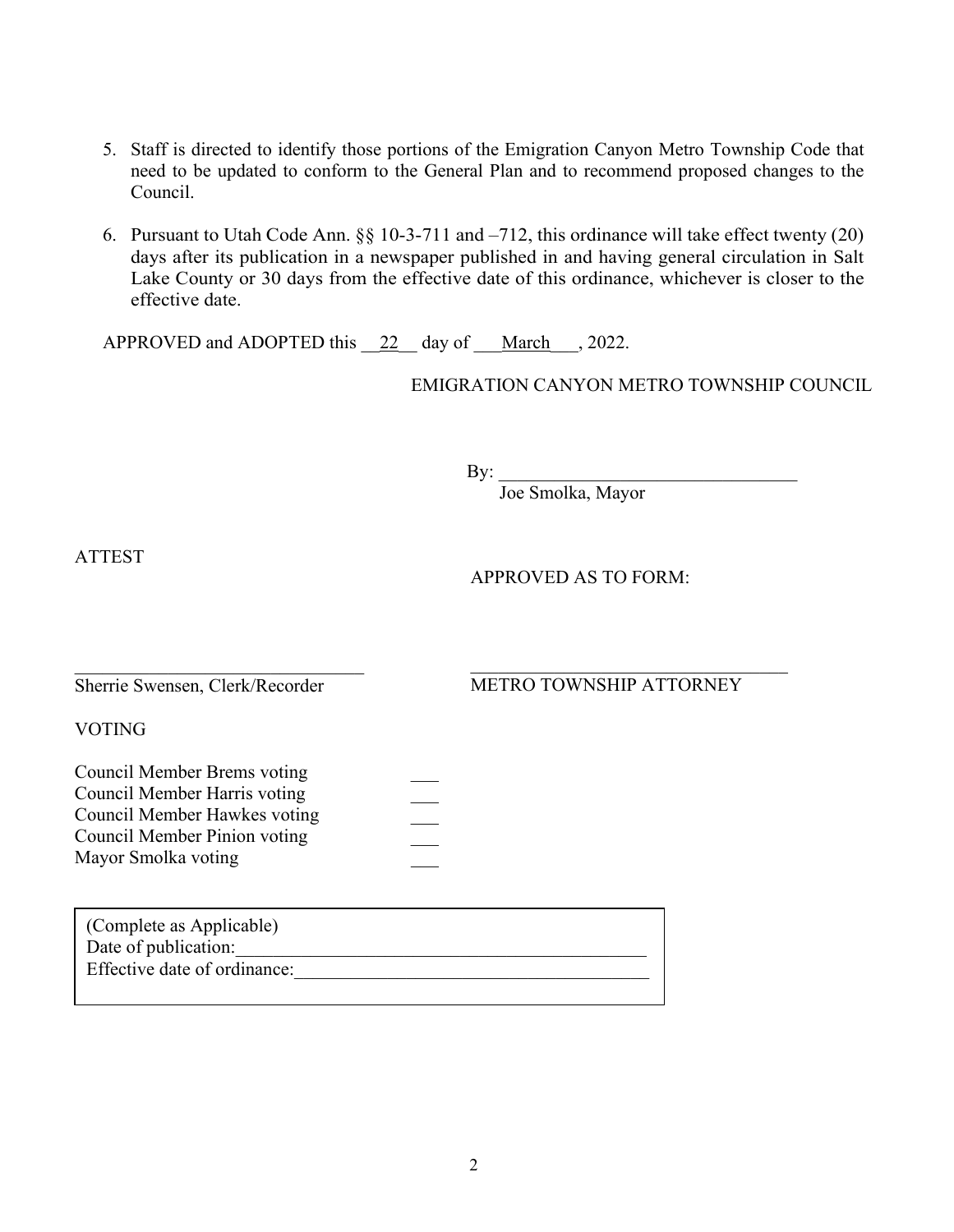5. Staff is directed to identify those portions of the Emigration Canyon Metro Township Code that need to be updated to conform to the General Plan and to recommend proposed changes to the Council.

6. Pursuant to Utah Code Ann. §§ 10-3-711 and –712, this ordinance will take effect twenty (20) days after its publication in a newspaper published in and having general circulation in Salt Lake County or 30 days from the effective date of this ordinance, whichever is closer to the effective date.

APPROVED and ADOPTED this __22__ day of ___March___, 2022.

EMIGRATION CANYON METRO TOWNSHIP COUNCIL

By: _________________________________
Joe Smolka, Mayor

ATTEST

APPROVED AS TO FORM:

_______________________________
Sherrie Swensen, Clerk/Recorder

___________________________________
METRO TOWNSHIP ATTORNEY

VOTING

Council Member Brems voting ___
Council Member Harris voting ___
Council Member Hawkes voting ___
Council Member Pinion voting ___
Mayor Smolka voting ___

(Complete as Applicable)
Date of publication:_____________________________________________
Effective date of ordinance:______________________________________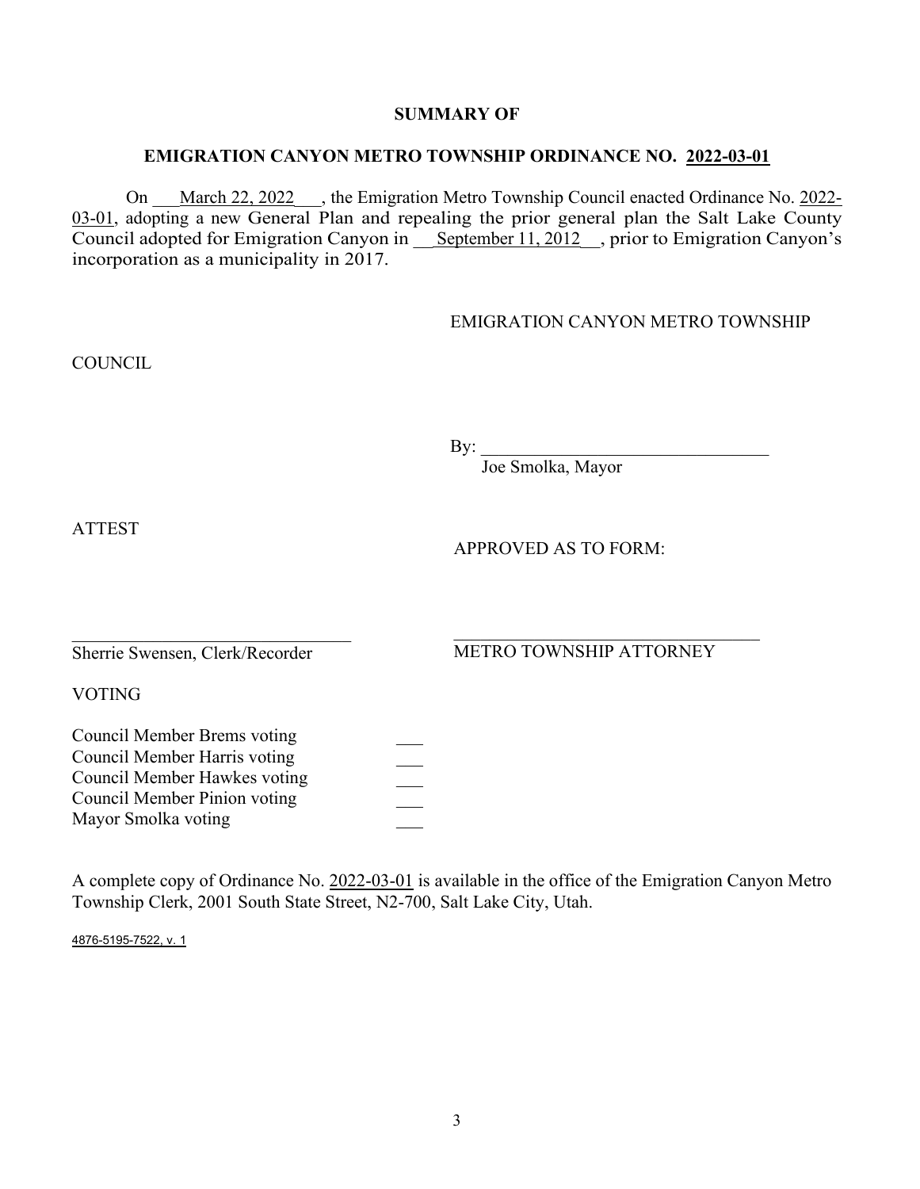**SUMMARY OF**

**EMIGRATION CANYON METRO TOWNSHIP ORDINANCE NO. 2022-03-01**

On \_\_\_March 22, 2022\_\_\_, the Emigration Metro Township Council enacted Ordinance No. 2022-03-01, adopting a new General Plan and repealing the prior general plan the Salt Lake County Council adopted for Emigration Canyon in \_\_September 11, 2012\_\_, prior to Emigration Canyon's incorporation as a municipality in 2017.

EMIGRATION CANYON METRO TOWNSHIP COUNCIL

By: \_\_\_\_\_\_\_\_\_\_\_\_\_\_\_\_\_\_\_\_\_\_\_\_\_\_\_\_\_\_
Joe Smolka, Mayor

ATTEST

\_\_\_\_\_\_\_\_\_\_\_\_\_\_\_\_\_\_\_\_\_\_\_\_\_\_\_\_\_\_
Sherrie Swensen, Clerk/Recorder

APPROVED AS TO FORM:

\_\_\_\_\_\_\_\_\_\_\_\_\_\_\_\_\_\_\_\_\_\_\_\_\_\_\_\_\_\_
METRO TOWNSHIP ATTORNEY

VOTING

Council Member Brems voting \_\_\_
Council Member Harris voting \_\_\_
Council Member Hawkes voting \_\_\_
Council Member Pinion voting \_\_\_
Mayor Smolka voting \_\_\_

A complete copy of Ordinance No. 2022-03-01 is available in the office of the Emigration Canyon Metro Township Clerk, 2001 South State Street, N2-700, Salt Lake City, Utah.

4876-5195-7522, v. 1